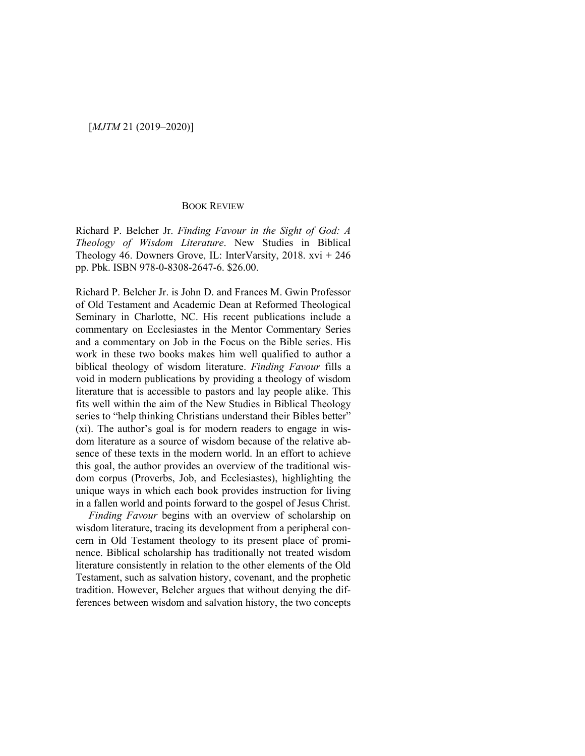BOOK REVIEW

Richard P. Belcher Jr. *Finding Favour in the Sight of God: A Theology of Wisdom Literature*. New Studies in Biblical Theology 46. Downers Grove, IL: InterVarsity, 2018. xvi + 246 pp. Pbk. ISBN 978-0-8308-2647-6. $26.00.

Richard P. Belcher Jr. is John D. and Frances M. Gwin Professor of Old Testament and Academic Dean at Reformed Theological Seminary in Charlotte, NC. His recent publications include a commentary on Ecclesiastes in the Mentor Commentary Series and a commentary on Job in the Focus on the Bible series. His work in these two books makes him well qualified to author a biblical theology of wisdom literature. *Finding Favour* fills a void in modern publications by providing a theology of wisdom literature that is accessible to pastors and lay people alike. This fits well within the aim of the New Studies in Biblical Theology series to "help thinking Christians understand their Bibles better" (xi). The author's goal is for modern readers to engage in wisdom literature as a source of wisdom because of the relative absence of these texts in the modern world. In an effort to achieve this goal, the author provides an overview of the traditional wisdom corpus (Proverbs, Job, and Ecclesiastes), highlighting the unique ways in which each book provides instruction for living in a fallen world and points forward to the gospel of Jesus Christ.

*Finding Favour* begins with an overview of scholarship on wisdom literature, tracing its development from a peripheral concern in Old Testament theology to its present place of prominence. Biblical scholarship has traditionally not treated wisdom literature consistently in relation to the other elements of the Old Testament, such as salvation history, covenant, and the prophetic tradition. However, Belcher argues that without denying the differences between wisdom and salvation history, the two concepts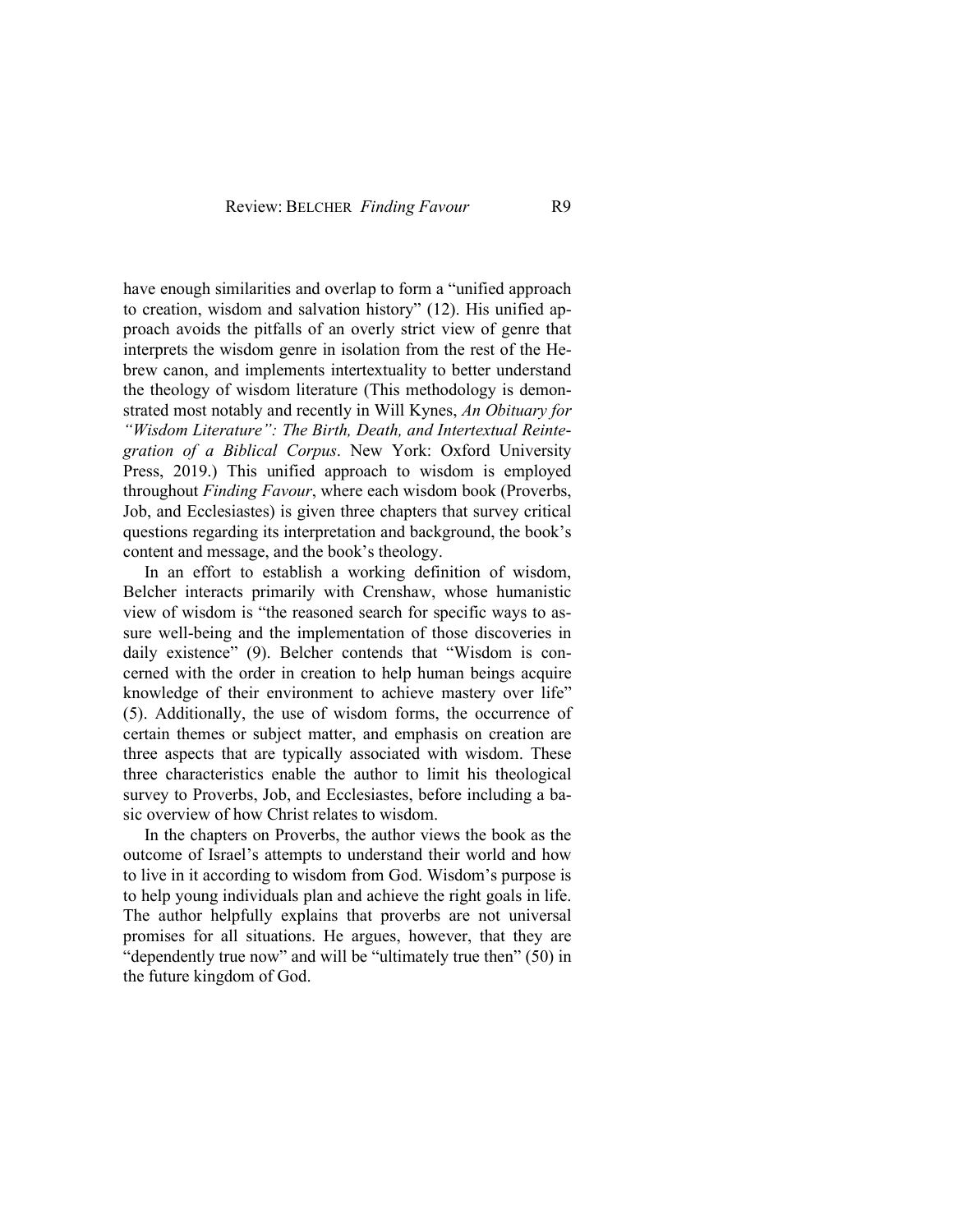have enough similarities and overlap to form a "unified approach to creation, wisdom and salvation history" (12). His unified approach avoids the pitfalls of an overly strict view of genre that interprets the wisdom genre in isolation from the rest of the Hebrew canon, and implements intertextuality to better understand the theology of wisdom literature (This methodology is demonstrated most notably and recently in Will Kynes, *An Obituary for "Wisdom Literature": The Birth, Death, and Intertextual Reintegration of a Biblical Corpus*. New York: Oxford University Press, 2019.) This unified approach to wisdom is employed throughout *Finding Favour*, where each wisdom book (Proverbs, Job, and Ecclesiastes) is given three chapters that survey critical questions regarding its interpretation and background, the book's content and message, and the book's theology.

In an effort to establish a working definition of wisdom, Belcher interacts primarily with Crenshaw, whose humanistic view of wisdom is "the reasoned search for specific ways to assure well-being and the implementation of those discoveries in daily existence" (9). Belcher contends that "Wisdom is concerned with the order in creation to help human beings acquire knowledge of their environment to achieve mastery over life" (5). Additionally, the use of wisdom forms, the occurrence of certain themes or subject matter, and emphasis on creation are three aspects that are typically associated with wisdom. These three characteristics enable the author to limit his theological survey to Proverbs, Job, and Ecclesiastes, before including a basic overview of how Christ relates to wisdom.

In the chapters on Proverbs, the author views the book as the outcome of Israel's attempts to understand their world and how to live in it according to wisdom from God. Wisdom's purpose is to help young individuals plan and achieve the right goals in life. The author helpfully explains that proverbs are not universal promises for all situations. He argues, however, that they are "dependently true now" and will be "ultimately true then" (50) in the future kingdom of God.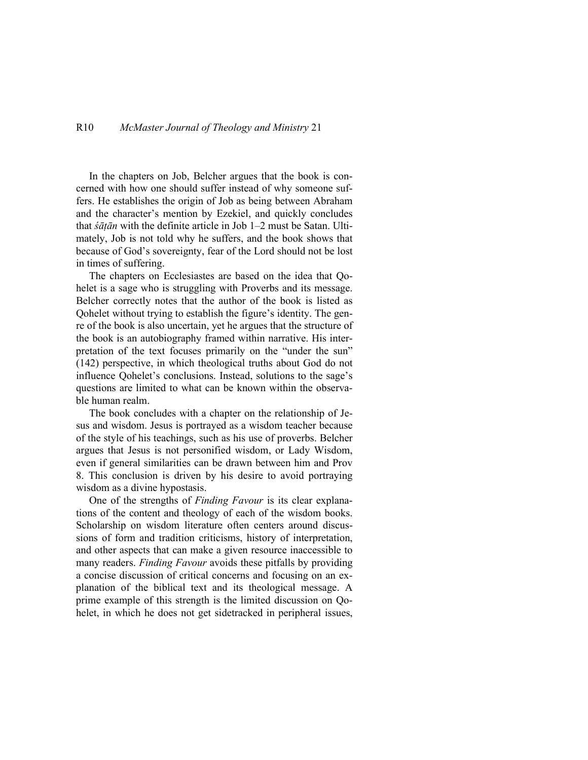In the chapters on Job, Belcher argues that the book is concerned with how one should suffer instead of why someone suffers. He establishes the origin of Job as being between Abraham and the character's mention by Ezekiel, and quickly concludes that *śāṭān* with the definite article in Job 1–2 must be Satan. Ultimately, Job is not told why he suffers, and the book shows that because of God's sovereignty, fear of the Lord should not be lost in times of suffering.

The chapters on Ecclesiastes are based on the idea that Qohelet is a sage who is struggling with Proverbs and its message. Belcher correctly notes that the author of the book is listed as Qohelet without trying to establish the figure's identity. The genre of the book is also uncertain, yet he argues that the structure of the book is an autobiography framed within narrative. His interpretation of the text focuses primarily on the "under the sun" (142) perspective, in which theological truths about God do not influence Qohelet's conclusions. Instead, solutions to the sage's questions are limited to what can be known within the observable human realm.

The book concludes with a chapter on the relationship of Jesus and wisdom. Jesus is portrayed as a wisdom teacher because of the style of his teachings, such as his use of proverbs. Belcher argues that Jesus is not personified wisdom, or Lady Wisdom, even if general similarities can be drawn between him and Prov 8. This conclusion is driven by his desire to avoid portraying wisdom as a divine hypostasis.

One of the strengths of *Finding Favour* is its clear explanations of the content and theology of each of the wisdom books. Scholarship on wisdom literature often centers around discussions of form and tradition criticisms, history of interpretation, and other aspects that can make a given resource inaccessible to many readers. *Finding Favour* avoids these pitfalls by providing a concise discussion of critical concerns and focusing on an explanation of the biblical text and its theological message. A prime example of this strength is the limited discussion on Qohelet, in which he does not get sidetracked in peripheral issues,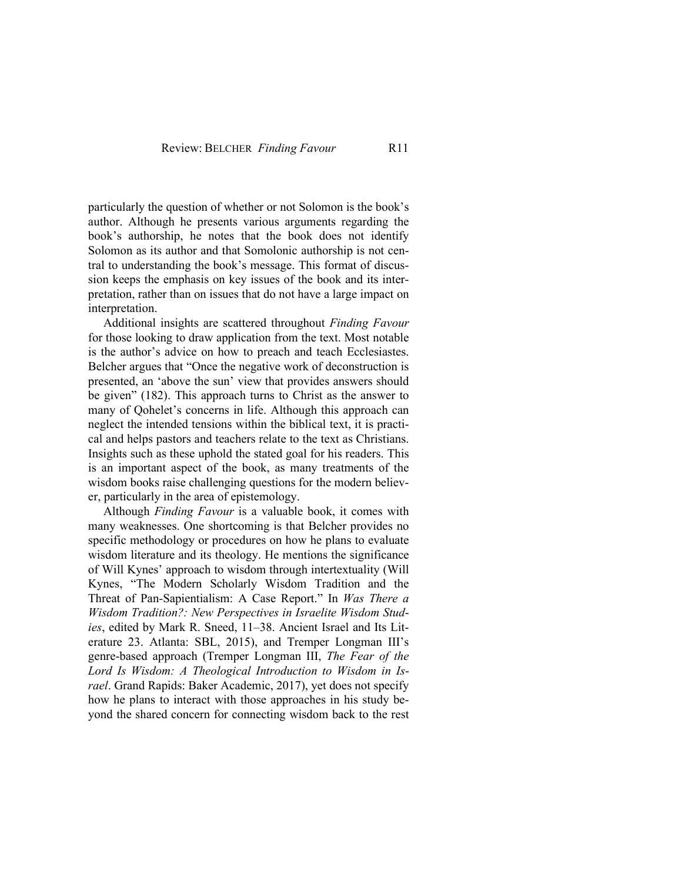particularly the question of whether or not Solomon is the book's author. Although he presents various arguments regarding the book's authorship, he notes that the book does not identify Solomon as its author and that Somolonic authorship is not central to understanding the book's message. This format of discussion keeps the emphasis on key issues of the book and its interpretation, rather than on issues that do not have a large impact on interpretation.

Additional insights are scattered throughout *Finding Favour* for those looking to draw application from the text. Most notable is the author's advice on how to preach and teach Ecclesiastes. Belcher argues that "Once the negative work of deconstruction is presented, an 'above the sun' view that provides answers should be given" (182). This approach turns to Christ as the answer to many of Qohelet's concerns in life. Although this approach can neglect the intended tensions within the biblical text, it is practical and helps pastors and teachers relate to the text as Christians. Insights such as these uphold the stated goal for his readers. This is an important aspect of the book, as many treatments of the wisdom books raise challenging questions for the modern believer, particularly in the area of epistemology.

Although *Finding Favour* is a valuable book, it comes with many weaknesses. One shortcoming is that Belcher provides no specific methodology or procedures on how he plans to evaluate wisdom literature and its theology. He mentions the significance of Will Kynes' approach to wisdom through intertextuality (Will Kynes, "The Modern Scholarly Wisdom Tradition and the Threat of Pan-Sapientialism: A Case Report." In *Was There a Wisdom Tradition?: New Perspectives in Israelite Wisdom Studies*, edited by Mark R. Sneed, 11–38. Ancient Israel and Its Literature 23. Atlanta: SBL, 2015), and Tremper Longman III's genre-based approach (Tremper Longman III, *The Fear of the Lord Is Wisdom: A Theological Introduction to Wisdom in Israel*. Grand Rapids: Baker Academic, 2017), yet does not specify how he plans to interact with those approaches in his study beyond the shared concern for connecting wisdom back to the rest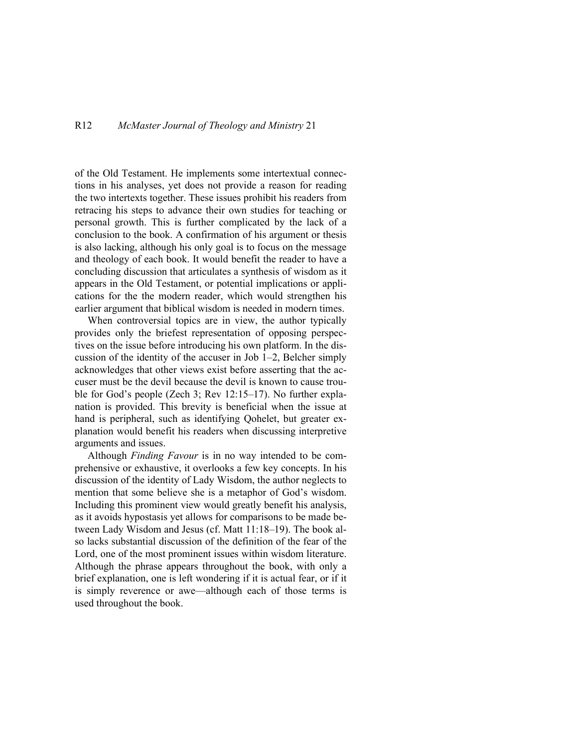of the Old Testament. He implements some intertextual connections in his analyses, yet does not provide a reason for reading the two intertexts together. These issues prohibit his readers from retracing his steps to advance their own studies for teaching or personal growth. This is further complicated by the lack of a conclusion to the book. A confirmation of his argument or thesis is also lacking, although his only goal is to focus on the message and theology of each book. It would benefit the reader to have a concluding discussion that articulates a synthesis of wisdom as it appears in the Old Testament, or potential implications or applications for the the modern reader, which would strengthen his earlier argument that biblical wisdom is needed in modern times.

When controversial topics are in view, the author typically provides only the briefest representation of opposing perspectives on the issue before introducing his own platform. In the discussion of the identity of the accuser in Job 1–2, Belcher simply acknowledges that other views exist before asserting that the accuser must be the devil because the devil is known to cause trouble for God's people (Zech 3; Rev 12:15–17). No further explanation is provided. This brevity is beneficial when the issue at hand is peripheral, such as identifying Qohelet, but greater explanation would benefit his readers when discussing interpretive arguments and issues.

Although *Finding Favour* is in no way intended to be comprehensive or exhaustive, it overlooks a few key concepts. In his discussion of the identity of Lady Wisdom, the author neglects to mention that some believe she is a metaphor of God's wisdom. Including this prominent view would greatly benefit his analysis, as it avoids hypostasis yet allows for comparisons to be made between Lady Wisdom and Jesus (cf. Matt 11:18–19). The book also lacks substantial discussion of the definition of the fear of the Lord, one of the most prominent issues within wisdom literature. Although the phrase appears throughout the book, with only a brief explanation, one is left wondering if it is actual fear, or if it is simply reverence or awe—although each of those terms is used throughout the book.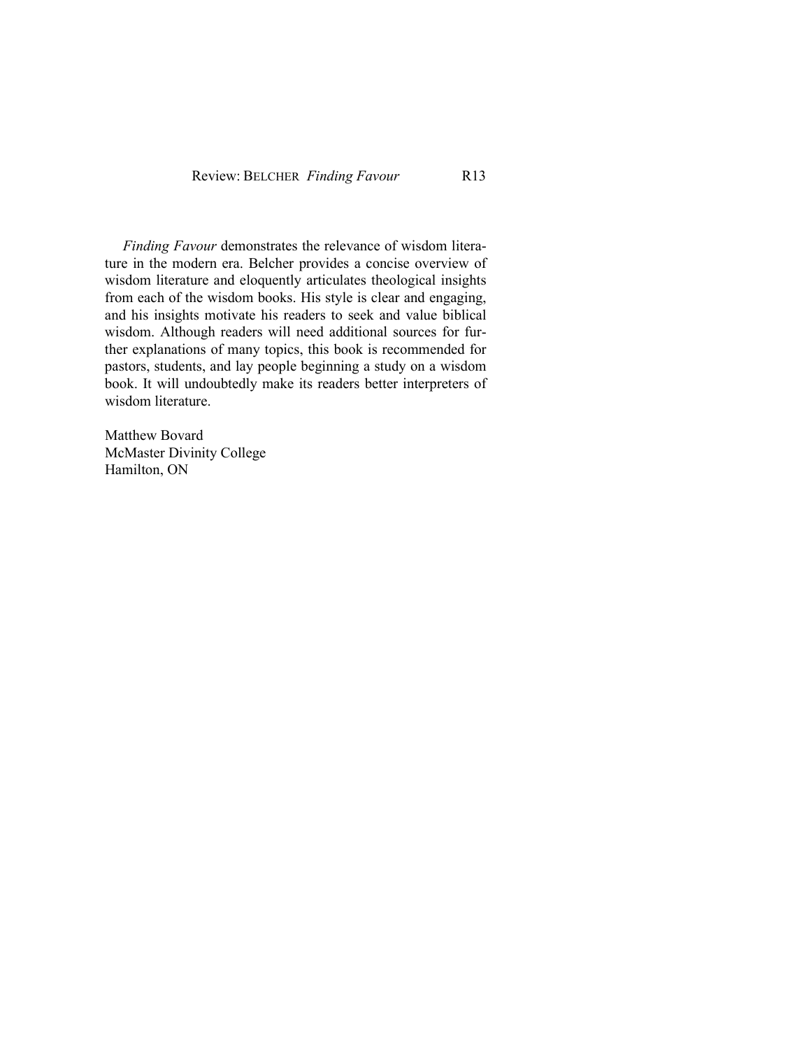*Finding Favour* demonstrates the relevance of wisdom literature in the modern era. Belcher provides a concise overview of wisdom literature and eloquently articulates theological insights from each of the wisdom books. His style is clear and engaging, and his insights motivate his readers to seek and value biblical wisdom. Although readers will need additional sources for further explanations of many topics, this book is recommended for pastors, students, and lay people beginning a study on a wisdom book. It will undoubtedly make its readers better interpreters of wisdom literature.

Matthew Bovard
McMaster Divinity College
Hamilton, ON